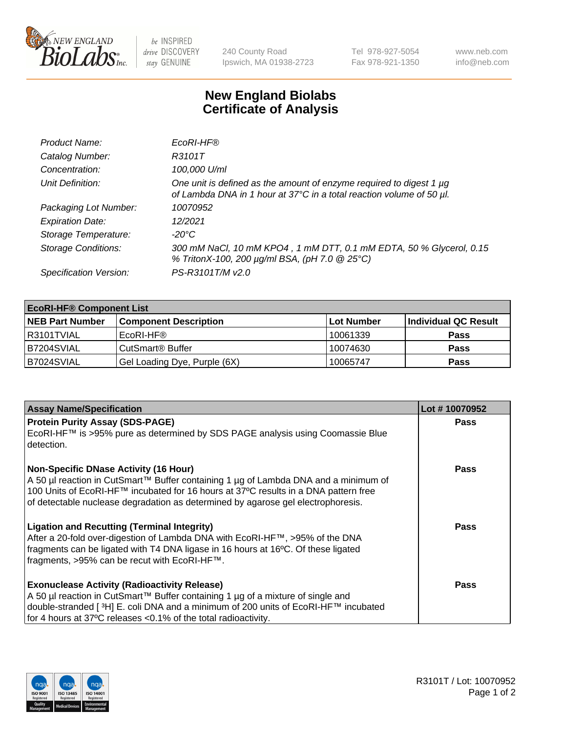# New England Biolabs
# Certificate of Analysis

| | |
|---|---|
| *Product Name:* | *EcoRI-HF®* |
| *Catalog Number:* | *R3101T* |
| *Concentration:* | *100,000 U/ml* |
| *Unit Definition:* | *One unit is defined as the amount of enzyme required to digest 1 µg of Lambda DNA in 1 hour at 37°C in a total reaction volume of 50 µl.* |
| *Packaging Lot Number:* | *10070952* |
| *Expiration Date:* | *12/2021* |
| *Storage Temperature:* | *-20°C* |
| *Storage Conditions:* | *300 mM NaCl, 10 mM KPO4 , 1 mM DTT, 0.1 mM EDTA, 50 % Glycerol, 0.15 % TritonX-100, 200 µg/ml BSA, (pH 7.0 @ 25°C)* |
| *Specification Version:* | *PS-R3101T/M v2.0* |

| **EcoRI-HF® Component List** | | | |
|---|---|---|---|
| **NEB Part Number** | **Component Description** | **Lot Number** | **Individual QC Result** |
| R3101TVIAL | EcoRI-HF® | 10061339 | **Pass** |
| B7204SVIAL | CutSmart® Buffer | 10074630 | **Pass** |
| B7024SVIAL | Gel Loading Dye, Purple (6X) | 10065747 | **Pass** |

| **Assay Name/Specification** | **Lot # 10070952** |
|---|---|
| **Protein Purity Assay (SDS-PAGE)**<br>EcoRI-HF™ is >95% pure as determined by SDS PAGE analysis using Coomassie Blue detection. | **Pass** |
| **Non-Specific DNase Activity (16 Hour)**<br>A 50 µl reaction in CutSmart™ Buffer containing 1 µg of Lambda DNA and a minimum of 100 Units of EcoRI-HF™ incubated for 16 hours at 37ºC results in a DNA pattern free of detectable nuclease degradation as determined by agarose gel electrophoresis. | **Pass** |
| **Ligation and Recutting (Terminal Integrity)**<br>After a 20-fold over-digestion of Lambda DNA with EcoRI-HF™, >95% of the DNA fragments can be ligated with T4 DNA ligase in 16 hours at 16ºC. Of these ligated fragments, >95% can be recut with EcoRI-HF™. | **Pass** |
| **Exonuclease Activity (Radioactivity Release)**<br>A 50 µl reaction in CutSmart™ Buffer containing 1 µg of a mixture of single and double-stranded [ $^{3}$H] E. coli DNA and a minimum of 200 units of EcoRI-HF™ incubated for 4 hours at 37ºC releases <0.1% of the total radioactivity. | **Pass** |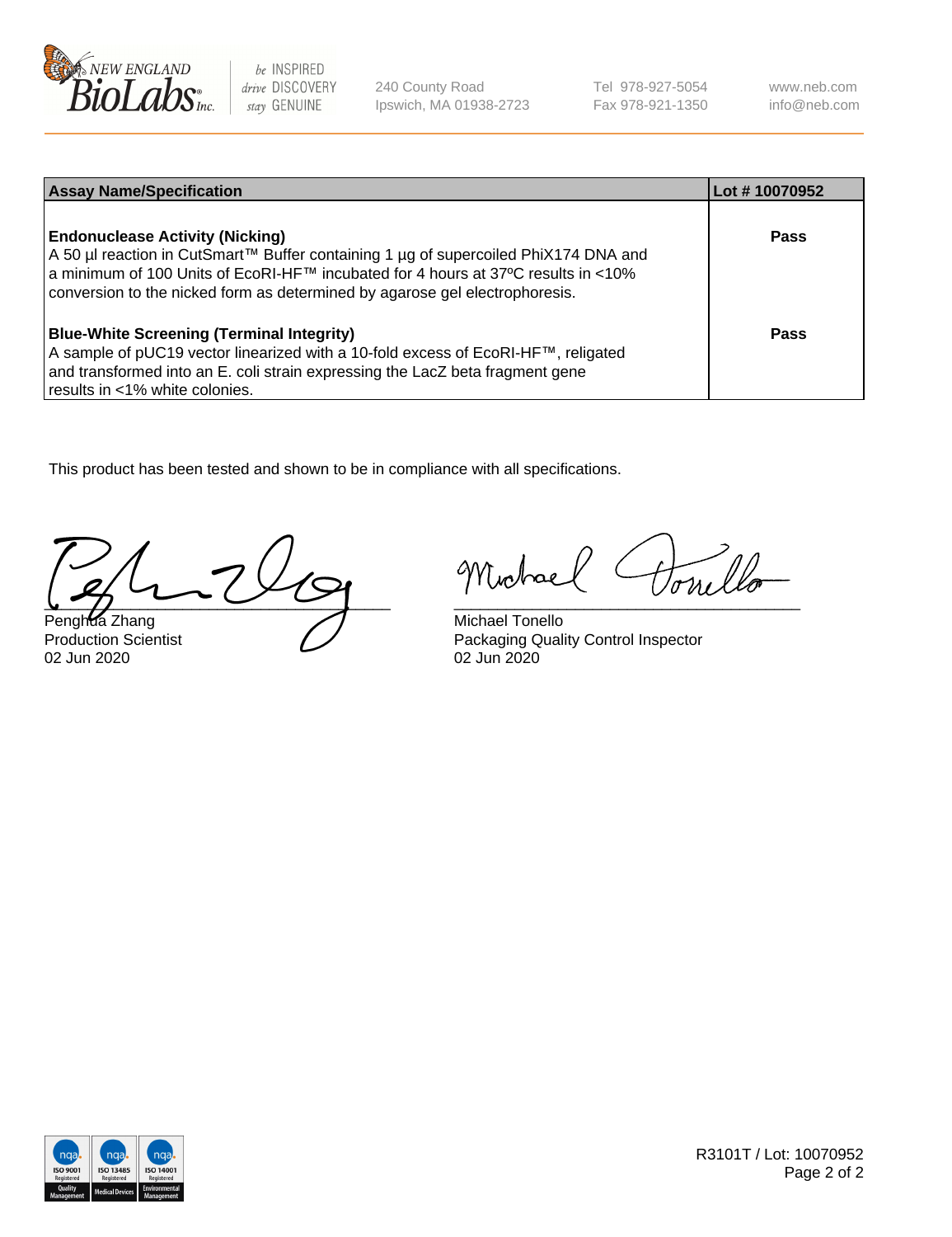| Assay Name/Specification | Lot # 10070952 |
|---|---|
| **Endonuclease Activity (Nicking)**<br>A 50 µl reaction in CutSmart™ Buffer containing 1 µg of supercoiled PhiX174 DNA and a minimum of 100 Units of EcoRI-HF™ incubated for 4 hours at 37ºC results in <10% conversion to the nicked form as determined by agarose gel electrophoresis. | Pass |
| **Blue-White Screening (Terminal Integrity)**<br>A sample of pUC19 vector linearized with a 10-fold excess of EcoRI-HF™, religated and transformed into an E. coli strain expressing the LacZ beta fragment gene results in <1% white colonies. | Pass |

This product has been tested and shown to be in compliance with all specifications.

Penghua Zhang
Production Scientist
02 Jun 2020

Michael Tonello
Packaging Quality Control Inspector
02 Jun 2020

R3101T / Lot: 10070952